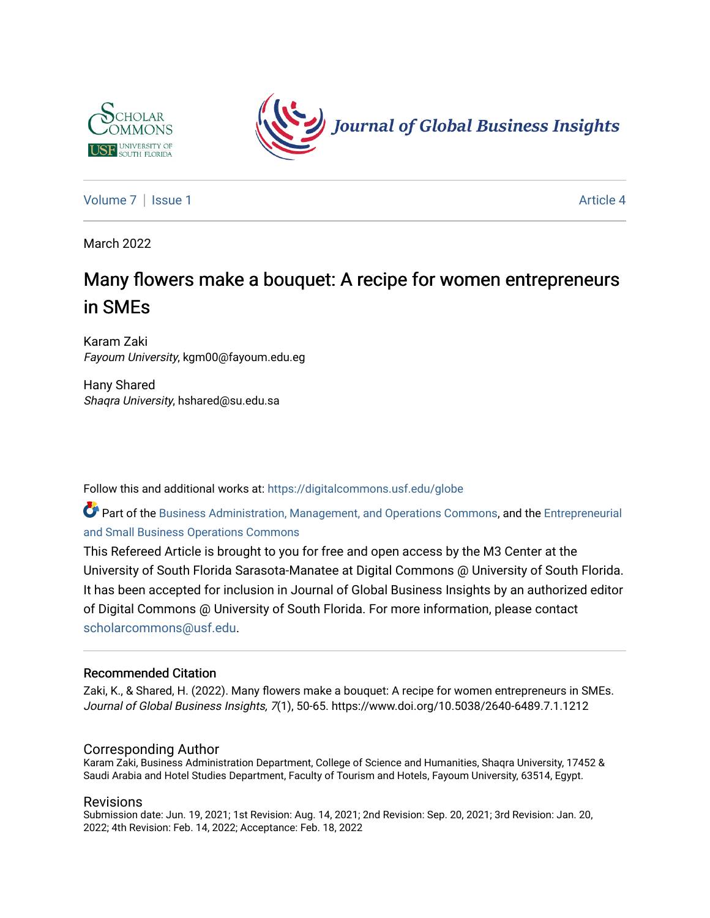Scholar Commons | University of South Florida

Journal of Global Business Insights

Volume 7 | Issue 1 — Article 4

March 2022

# Many flowers make a bouquet: A recipe for women entrepreneurs in SMEs

Karam Zaki
*Fayoum University*, kgm00@fayoum.edu.eg

Hany Shared
*Shaqra University*, hshared@su.edu.sa

Follow this and additional works at: https://digitalcommons.usf.edu/globe

Part of the Business Administration, Management, and Operations Commons, and the Entrepreneurial and Small Business Operations Commons

This Refereed Article is brought to you for free and open access by the M3 Center at the University of South Florida Sarasota-Manatee at Digital Commons @ University of South Florida. It has been accepted for inclusion in Journal of Global Business Insights by an authorized editor of Digital Commons @ University of South Florida. For more information, please contact scholarcommons@usf.edu.

## Recommended Citation

Zaki, K., & Shared, H. (2022). Many flowers make a bouquet: A recipe for women entrepreneurs in SMEs. *Journal of Global Business Insights, 7*(1), 50-65. https://www.doi.org/10.5038/2640-6489.7.1.1212

## Corresponding Author

Karam Zaki, Business Administration Department, College of Science and Humanities, Shaqra University, 17452 & Saudi Arabia and Hotel Studies Department, Faculty of Tourism and Hotels, Fayoum University, 63514, Egypt.

## Revisions

Submission date: Jun. 19, 2021; 1st Revision: Aug. 14, 2021; 2nd Revision: Sep. 20, 2021; 3rd Revision: Jan. 20, 2022; 4th Revision: Feb. 14, 2022; Acceptance: Feb. 18, 2022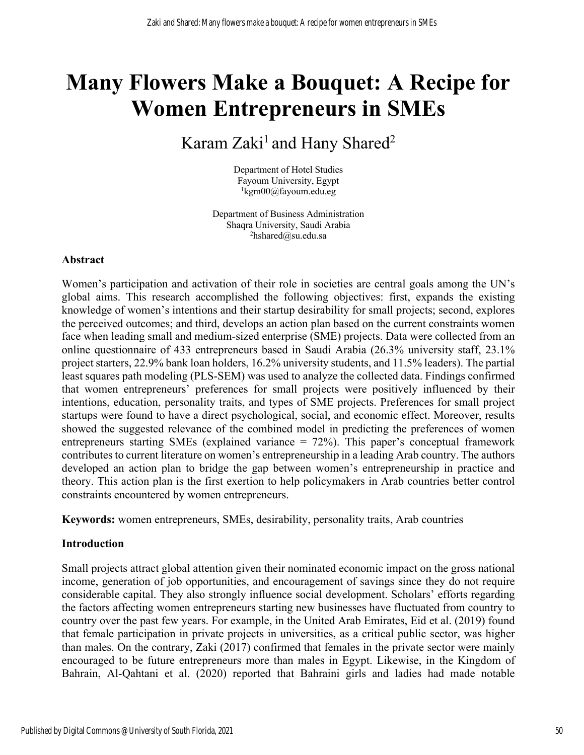# Many Flowers Make a Bouquet: A Recipe for Women Entrepreneurs in SMEs

Karam Zaki[1] and Hany Shared[2]

Department of Hotel Studies
Fayoum University, Egypt
[1]kgm00@fayoum.edu.eg

Department of Business Administration
Shaqra University, Saudi Arabia
[2]hshared@su.edu.sa

### Abstract

Women's participation and activation of their role in societies are central goals among the UN's global aims. This research accomplished the following objectives: first, expands the existing knowledge of women's intentions and their startup desirability for small projects; second, explores the perceived outcomes; and third, develops an action plan based on the current constraints women face when leading small and medium-sized enterprise (SME) projects. Data were collected from an online questionnaire of 433 entrepreneurs based in Saudi Arabia (26.3% university staff, 23.1% project starters, 22.9% bank loan holders, 16.2% university students, and 11.5% leaders). The partial least squares path modeling (PLS-SEM) was used to analyze the collected data. Findings confirmed that women entrepreneurs' preferences for small projects were positively influenced by their intentions, education, personality traits, and types of SME projects. Preferences for small project startups were found to have a direct psychological, social, and economic effect. Moreover, results showed the suggested relevance of the combined model in predicting the preferences of women entrepreneurs starting SMEs (explained variance = 72%). This paper's conceptual framework contributes to current literature on women's entrepreneurship in a leading Arab country. The authors developed an action plan to bridge the gap between women's entrepreneurship in practice and theory. This action plan is the first exertion to help policymakers in Arab countries better control constraints encountered by women entrepreneurs.

**Keywords:** women entrepreneurs, SMEs, desirability, personality traits, Arab countries

### Introduction

Small projects attract global attention given their nominated economic impact on the gross national income, generation of job opportunities, and encouragement of savings since they do not require considerable capital. They also strongly influence social development. Scholars' efforts regarding the factors affecting women entrepreneurs starting new businesses have fluctuated from country to country over the past few years. For example, in the United Arab Emirates, Eid et al. (2019) found that female participation in private projects in universities, as a critical public sector, was higher than males. On the contrary, Zaki (2017) confirmed that females in the private sector were mainly encouraged to be future entrepreneurs more than males in Egypt. Likewise, in the Kingdom of Bahrain, Al-Qahtani et al. (2020) reported that Bahraini girls and ladies had made notable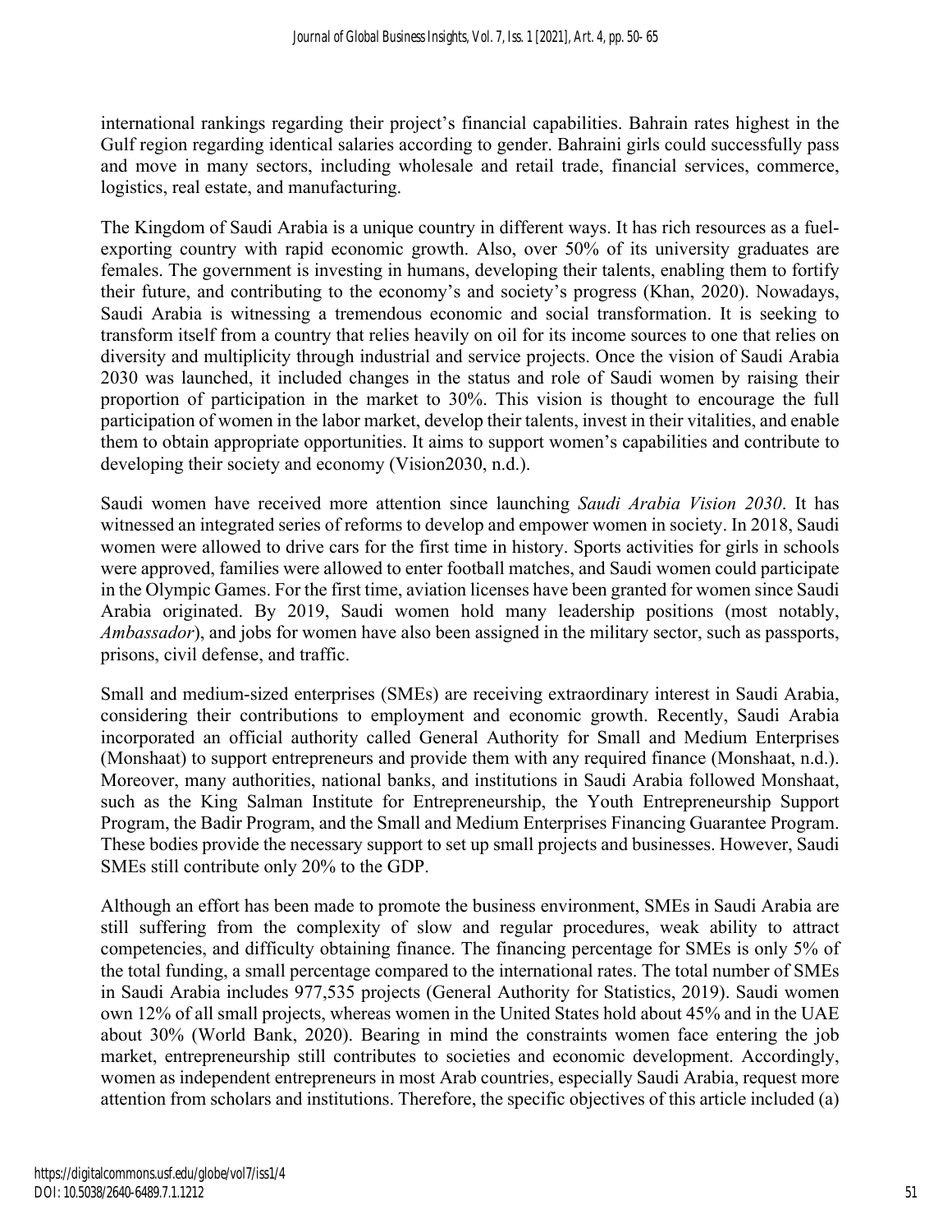international rankings regarding their project's financial capabilities. Bahrain rates highest in the Gulf region regarding identical salaries according to gender. Bahraini girls could successfully pass and move in many sectors, including wholesale and retail trade, financial services, commerce, logistics, real estate, and manufacturing.

The Kingdom of Saudi Arabia is a unique country in different ways. It has rich resources as a fuel-exporting country with rapid economic growth. Also, over 50% of its university graduates are females. The government is investing in humans, developing their talents, enabling them to fortify their future, and contributing to the economy's and society's progress (Khan, 2020). Nowadays, Saudi Arabia is witnessing a tremendous economic and social transformation. It is seeking to transform itself from a country that relies heavily on oil for its income sources to one that relies on diversity and multiplicity through industrial and service projects. Once the vision of Saudi Arabia 2030 was launched, it included changes in the status and role of Saudi women by raising their proportion of participation in the market to 30%. This vision is thought to encourage the full participation of women in the labor market, develop their talents, invest in their vitalities, and enable them to obtain appropriate opportunities. It aims to support women's capabilities and contribute to developing their society and economy (Vision2030, n.d.).

Saudi women have received more attention since launching *Saudi Arabia Vision 2030*. It has witnessed an integrated series of reforms to develop and empower women in society. In 2018, Saudi women were allowed to drive cars for the first time in history. Sports activities for girls in schools were approved, families were allowed to enter football matches, and Saudi women could participate in the Olympic Games. For the first time, aviation licenses have been granted for women since Saudi Arabia originated. By 2019, Saudi women hold many leadership positions (most notably, *Ambassador*), and jobs for women have also been assigned in the military sector, such as passports, prisons, civil defense, and traffic.

Small and medium-sized enterprises (SMEs) are receiving extraordinary interest in Saudi Arabia, considering their contributions to employment and economic growth. Recently, Saudi Arabia incorporated an official authority called General Authority for Small and Medium Enterprises (Monshaat) to support entrepreneurs and provide them with any required finance (Monshaat, n.d.). Moreover, many authorities, national banks, and institutions in Saudi Arabia followed Monshaat, such as the King Salman Institute for Entrepreneurship, the Youth Entrepreneurship Support Program, the Badir Program, and the Small and Medium Enterprises Financing Guarantee Program. These bodies provide the necessary support to set up small projects and businesses. However, Saudi SMEs still contribute only 20% to the GDP.

Although an effort has been made to promote the business environment, SMEs in Saudi Arabia are still suffering from the complexity of slow and regular procedures, weak ability to attract competencies, and difficulty obtaining finance. The financing percentage for SMEs is only 5% of the total funding, a small percentage compared to the international rates. The total number of SMEs in Saudi Arabia includes 977,535 projects (General Authority for Statistics, 2019). Saudi women own 12% of all small projects, whereas women in the United States hold about 45% and in the UAE about 30% (World Bank, 2020). Bearing in mind the constraints women face entering the job market, entrepreneurship still contributes to societies and economic development. Accordingly, women as independent entrepreneurs in most Arab countries, especially Saudi Arabia, request more attention from scholars and institutions. Therefore, the specific objectives of this article included (a)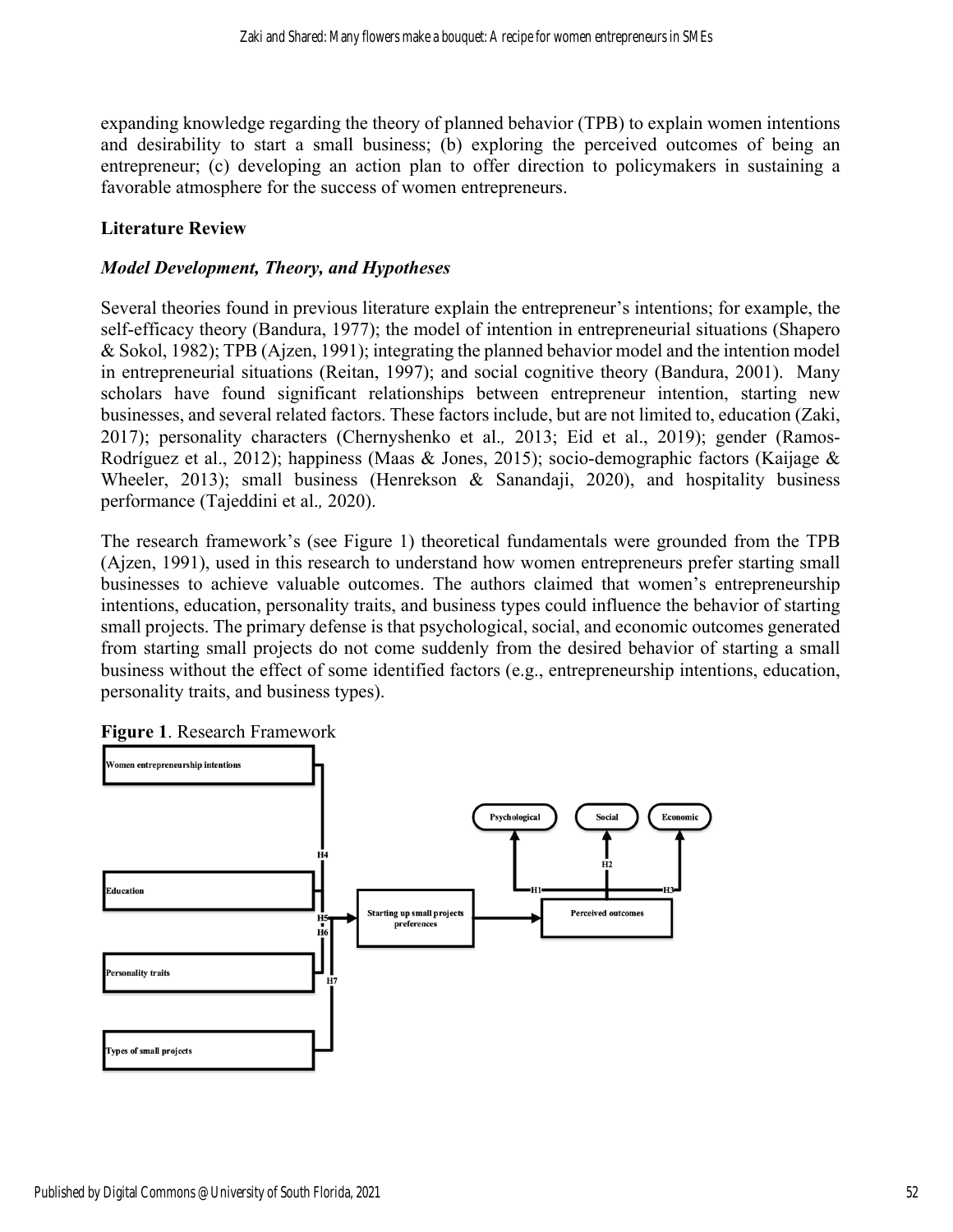expanding knowledge regarding the theory of planned behavior (TPB) to explain women intentions and desirability to start a small business; (b) exploring the perceived outcomes of being an entrepreneur; (c) developing an action plan to offer direction to policymakers in sustaining a favorable atmosphere for the success of women entrepreneurs.

## Literature Review

### *Model Development, Theory, and Hypotheses*

Several theories found in previous literature explain the entrepreneur's intentions; for example, the self-efficacy theory (Bandura, 1977); the model of intention in entrepreneurial situations (Shapero & Sokol, 1982); TPB (Ajzen, 1991); integrating the planned behavior model and the intention model in entrepreneurial situations (Reitan, 1997); and social cognitive theory (Bandura, 2001). Many scholars have found significant relationships between entrepreneur intention, starting new businesses, and several related factors. These factors include, but are not limited to, education (Zaki, 2017); personality characters (Chernyshenko et al., 2013; Eid et al., 2019); gender (Ramos-Rodríguez et al., 2012); happiness (Maas & Jones, 2015); socio-demographic factors (Kaijage & Wheeler, 2013); small business (Henrekson & Sanandaji, 2020), and hospitality business performance (Tajeddini et al., 2020).

The research framework's (see Figure 1) theoretical fundamentals were grounded from the TPB (Ajzen, 1991), used in this research to understand how women entrepreneurs prefer starting small businesses to achieve valuable outcomes. The authors claimed that women's entrepreneurship intentions, education, personality traits, and business types could influence the behavior of starting small projects. The primary defense is that psychological, social, and economic outcomes generated from starting small projects do not come suddenly from the desired behavior of starting a small business without the effect of some identified factors (e.g., entrepreneurship intentions, education, personality traits, and business types).

**Figure 1**. Research Framework

Women entrepreneurship intentions

Education

Personality traits

Types of small projects

H4

H5

H6

H7

Starting up small projects preferences

Perceived outcomes

H1

H2

H3

Psychological

Social

Economic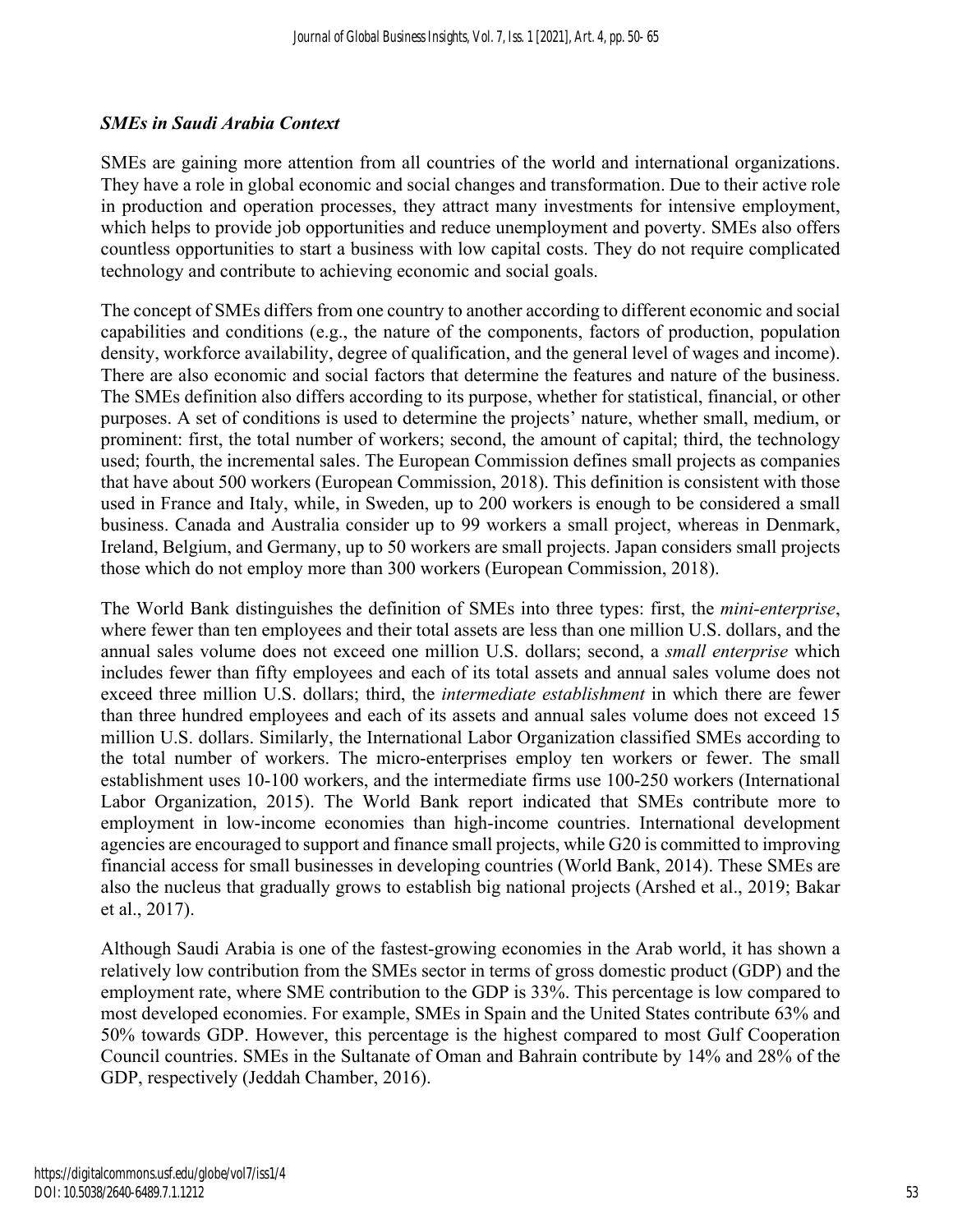### *SMEs in Saudi Arabia Context*

SMEs are gaining more attention from all countries of the world and international organizations. They have a role in global economic and social changes and transformation. Due to their active role in production and operation processes, they attract many investments for intensive employment, which helps to provide job opportunities and reduce unemployment and poverty. SMEs also offers countless opportunities to start a business with low capital costs. They do not require complicated technology and contribute to achieving economic and social goals.

The concept of SMEs differs from one country to another according to different economic and social capabilities and conditions (e.g., the nature of the components, factors of production, population density, workforce availability, degree of qualification, and the general level of wages and income). There are also economic and social factors that determine the features and nature of the business. The SMEs definition also differs according to its purpose, whether for statistical, financial, or other purposes. A set of conditions is used to determine the projects' nature, whether small, medium, or prominent: first, the total number of workers; second, the amount of capital; third, the technology used; fourth, the incremental sales. The European Commission defines small projects as companies that have about 500 workers (European Commission, 2018). This definition is consistent with those used in France and Italy, while, in Sweden, up to 200 workers is enough to be considered a small business. Canada and Australia consider up to 99 workers a small project, whereas in Denmark, Ireland, Belgium, and Germany, up to 50 workers are small projects. Japan considers small projects those which do not employ more than 300 workers (European Commission, 2018).

The World Bank distinguishes the definition of SMEs into three types: first, the *mini-enterprise*, where fewer than ten employees and their total assets are less than one million U.S. dollars, and the annual sales volume does not exceed one million U.S. dollars; second, a *small enterprise* which includes fewer than fifty employees and each of its total assets and annual sales volume does not exceed three million U.S. dollars; third, the *intermediate establishment* in which there are fewer than three hundred employees and each of its assets and annual sales volume does not exceed 15 million U.S. dollars. Similarly, the International Labor Organization classified SMEs according to the total number of workers. The micro-enterprises employ ten workers or fewer. The small establishment uses 10-100 workers, and the intermediate firms use 100-250 workers (International Labor Organization, 2015). The World Bank report indicated that SMEs contribute more to employment in low-income economies than high-income countries. International development agencies are encouraged to support and finance small projects, while G20 is committed to improving financial access for small businesses in developing countries (World Bank, 2014). These SMEs are also the nucleus that gradually grows to establish big national projects (Arshed et al., 2019; Bakar et al., 2017).

Although Saudi Arabia is one of the fastest-growing economies in the Arab world, it has shown a relatively low contribution from the SMEs sector in terms of gross domestic product (GDP) and the employment rate, where SME contribution to the GDP is 33%. This percentage is low compared to most developed economies. For example, SMEs in Spain and the United States contribute 63% and 50% towards GDP. However, this percentage is the highest compared to most Gulf Cooperation Council countries. SMEs in the Sultanate of Oman and Bahrain contribute by 14% and 28% of the GDP, respectively (Jeddah Chamber, 2016).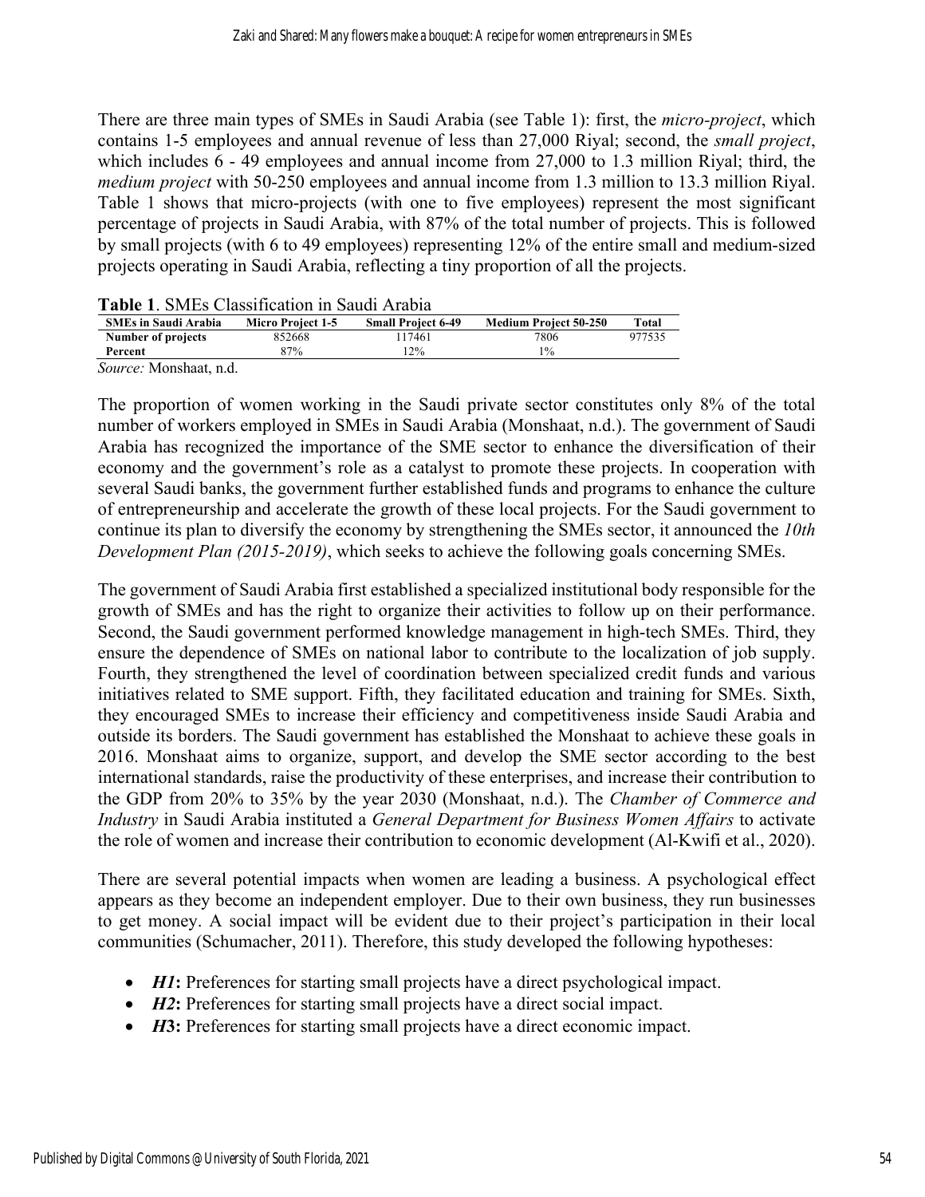There are three main types of SMEs in Saudi Arabia (see Table 1): first, the *micro-project*, which contains 1-5 employees and annual revenue of less than 27,000 Riyal; second, the *small project*, which includes 6 - 49 employees and annual income from 27,000 to 1.3 million Riyal; third, the *medium project* with 50-250 employees and annual income from 1.3 million to 13.3 million Riyal. Table 1 shows that micro-projects (with one to five employees) represent the most significant percentage of projects in Saudi Arabia, with 87% of the total number of projects. This is followed by small projects (with 6 to 49 employees) representing 12% of the entire small and medium-sized projects operating in Saudi Arabia, reflecting a tiny proportion of all the projects.

**Table 1**. SMEs Classification in Saudi Arabia

| SMEs in Saudi Arabia | Micro Project 1-5 | Small Project 6-49 | Medium Project 50-250 | Total |
|---|---|---|---|---|
| Number of projects | 852668 | 117461 | 7806 | 977535 |
| Percent | 87% | 12% | 1% | |

*Source:* Monshaat, n.d.

The proportion of women working in the Saudi private sector constitutes only 8% of the total number of workers employed in SMEs in Saudi Arabia (Monshaat, n.d.). The government of Saudi Arabia has recognized the importance of the SME sector to enhance the diversification of their economy and the government's role as a catalyst to promote these projects. In cooperation with several Saudi banks, the government further established funds and programs to enhance the culture of entrepreneurship and accelerate the growth of these local projects. For the Saudi government to continue its plan to diversify the economy by strengthening the SMEs sector, it announced the *10th Development Plan (2015-2019)*, which seeks to achieve the following goals concerning SMEs.

The government of Saudi Arabia first established a specialized institutional body responsible for the growth of SMEs and has the right to organize their activities to follow up on their performance. Second, the Saudi government performed knowledge management in high-tech SMEs. Third, they ensure the dependence of SMEs on national labor to contribute to the localization of job supply. Fourth, they strengthened the level of coordination between specialized credit funds and various initiatives related to SME support. Fifth, they facilitated education and training for SMEs. Sixth, they encouraged SMEs to increase their efficiency and competitiveness inside Saudi Arabia and outside its borders. The Saudi government has established the Monshaat to achieve these goals in 2016. Monshaat aims to organize, support, and develop the SME sector according to the best international standards, raise the productivity of these enterprises, and increase their contribution to the GDP from 20% to 35% by the year 2030 (Monshaat, n.d.). The *Chamber of Commerce and Industry* in Saudi Arabia instituted a *General Department for Business Women Affairs* to activate the role of women and increase their contribution to economic development (Al-Kwifi et al., 2020).

There are several potential impacts when women are leading a business. A psychological effect appears as they become an independent employer. Due to their own business, they run businesses to get money. A social impact will be evident due to their project's participation in their local communities (Schumacher, 2011). Therefore, this study developed the following hypotheses:

- ***H1*:** Preferences for starting small projects have a direct psychological impact.
- ***H2*:** Preferences for starting small projects have a direct social impact.
- ***H3*:** Preferences for starting small projects have a direct economic impact.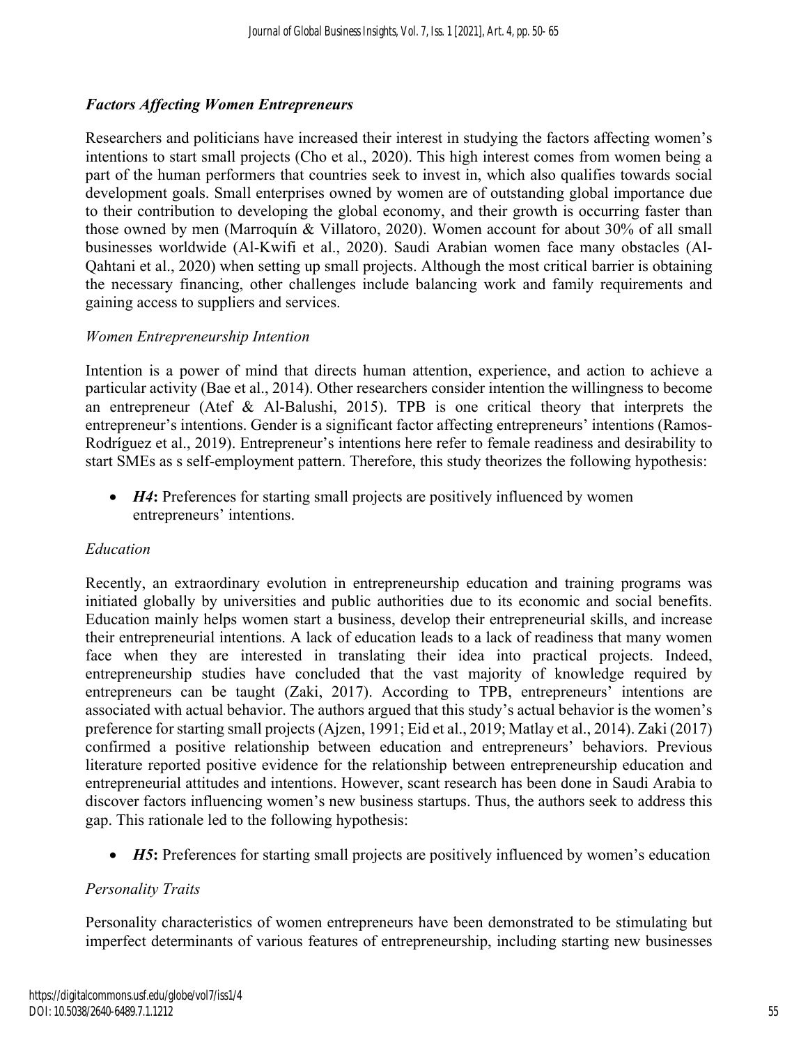### *Factors Affecting Women Entrepreneurs*

Researchers and politicians have increased their interest in studying the factors affecting women's intentions to start small projects (Cho et al., 2020). This high interest comes from women being a part of the human performers that countries seek to invest in, which also qualifies towards social development goals. Small enterprises owned by women are of outstanding global importance due to their contribution to developing the global economy, and their growth is occurring faster than those owned by men (Marroquín & Villatoro, 2020). Women account for about 30% of all small businesses worldwide (Al-Kwifi et al., 2020). Saudi Arabian women face many obstacles (Al-Qahtani et al., 2020) when setting up small projects. Although the most critical barrier is obtaining the necessary financing, other challenges include balancing work and family requirements and gaining access to suppliers and services.

#### *Women Entrepreneurship Intention*

Intention is a power of mind that directs human attention, experience, and action to achieve a particular activity (Bae et al., 2014). Other researchers consider intention the willingness to become an entrepreneur (Atef & Al-Balushi, 2015). TPB is one critical theory that interprets the entrepreneur's intentions. Gender is a significant factor affecting entrepreneurs' intentions (Ramos-Rodríguez et al., 2019). Entrepreneur's intentions here refer to female readiness and desirability to start SMEs as s self-employment pattern. Therefore, this study theorizes the following hypothesis:

- ***H4*:** Preferences for starting small projects are positively influenced by women entrepreneurs' intentions.

#### *Education*

Recently, an extraordinary evolution in entrepreneurship education and training programs was initiated globally by universities and public authorities due to its economic and social benefits. Education mainly helps women start a business, develop their entrepreneurial skills, and increase their entrepreneurial intentions. A lack of education leads to a lack of readiness that many women face when they are interested in translating their idea into practical projects. Indeed, entrepreneurship studies have concluded that the vast majority of knowledge required by entrepreneurs can be taught (Zaki, 2017). According to TPB, entrepreneurs' intentions are associated with actual behavior. The authors argued that this study's actual behavior is the women's preference for starting small projects (Ajzen, 1991; Eid et al., 2019; Matlay et al., 2014). Zaki (2017) confirmed a positive relationship between education and entrepreneurs' behaviors. Previous literature reported positive evidence for the relationship between entrepreneurship education and entrepreneurial attitudes and intentions. However, scant research has been done in Saudi Arabia to discover factors influencing women's new business startups. Thus, the authors seek to address this gap. This rationale led to the following hypothesis:

- ***H5*:** Preferences for starting small projects are positively influenced by women's education

#### *Personality Traits*

Personality characteristics of women entrepreneurs have been demonstrated to be stimulating but imperfect determinants of various features of entrepreneurship, including starting new businesses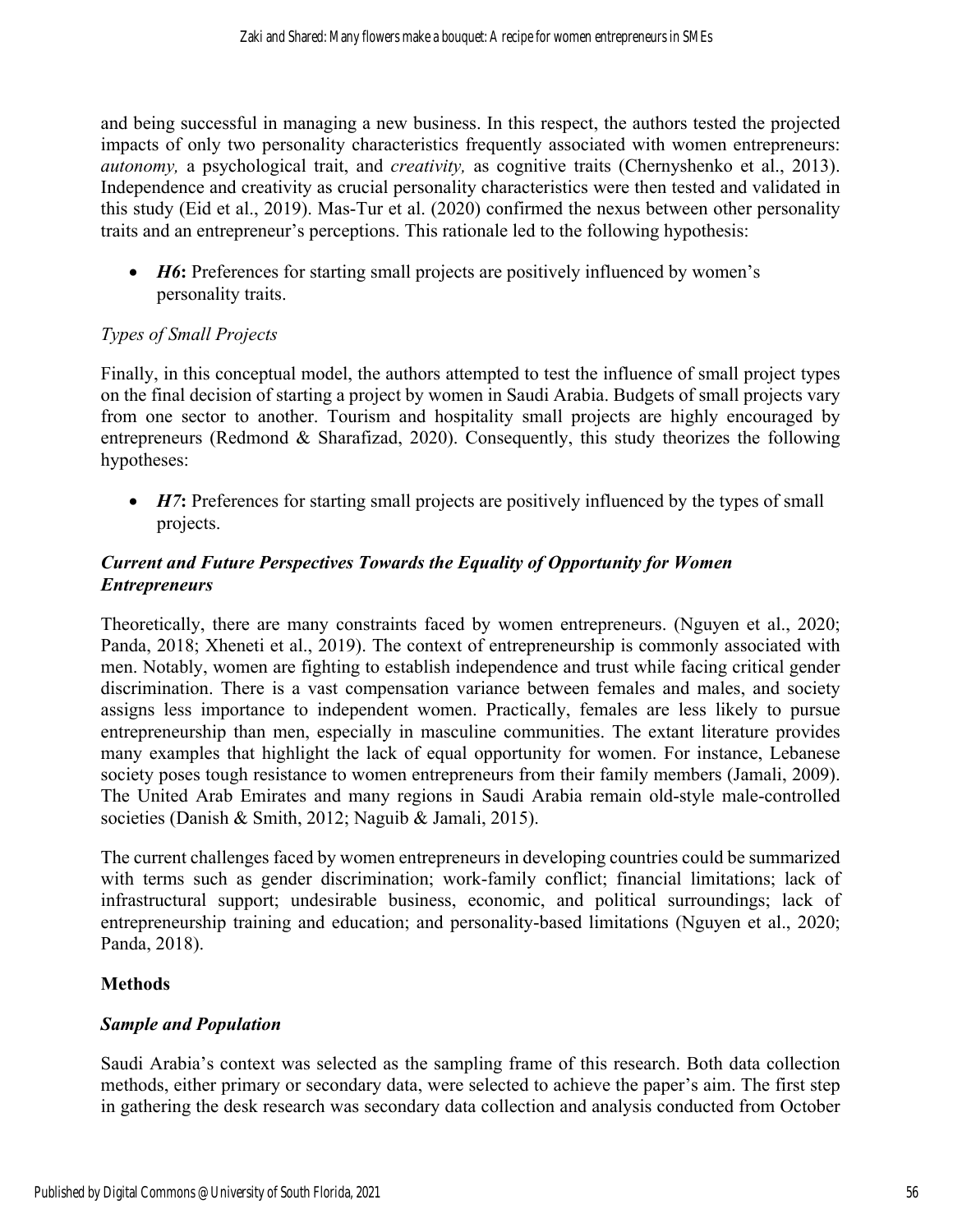and being successful in managing a new business. In this respect, the authors tested the projected impacts of only two personality characteristics frequently associated with women entrepreneurs: *autonomy,* a psychological trait, and *creativity,* as cognitive traits (Chernyshenko et al., 2013). Independence and creativity as crucial personality characteristics were then tested and validated in this study (Eid et al., 2019). Mas-Tur et al. (2020) confirmed the nexus between other personality traits and an entrepreneur's perceptions. This rationale led to the following hypothesis:

- ***H6*:** Preferences for starting small projects are positively influenced by women's personality traits.

### *Types of Small Projects*

Finally, in this conceptual model, the authors attempted to test the influence of small project types on the final decision of starting a project by women in Saudi Arabia. Budgets of small projects vary from one sector to another. Tourism and hospitality small projects are highly encouraged by entrepreneurs (Redmond & Sharafizad, 2020). Consequently, this study theorizes the following hypotheses:

- ***H7*:** Preferences for starting small projects are positively influenced by the types of small projects.

### ***Current and Future Perspectives Towards the Equality of Opportunity for Women Entrepreneurs***

Theoretically, there are many constraints faced by women entrepreneurs. (Nguyen et al., 2020; Panda, 2018; Xheneti et al., 2019). The context of entrepreneurship is commonly associated with men. Notably, women are fighting to establish independence and trust while facing critical gender discrimination. There is a vast compensation variance between females and males, and society assigns less importance to independent women. Practically, females are less likely to pursue entrepreneurship than men, especially in masculine communities. The extant literature provides many examples that highlight the lack of equal opportunity for women. For instance, Lebanese society poses tough resistance to women entrepreneurs from their family members (Jamali, 2009). The United Arab Emirates and many regions in Saudi Arabia remain old-style male-controlled societies (Danish & Smith, 2012; Naguib & Jamali, 2015).

The current challenges faced by women entrepreneurs in developing countries could be summarized with terms such as gender discrimination; work-family conflict; financial limitations; lack of infrastructural support; undesirable business, economic, and political surroundings; lack of entrepreneurship training and education; and personality-based limitations (Nguyen et al., 2020; Panda, 2018).

## **Methods**

### ***Sample and Population***

Saudi Arabia's context was selected as the sampling frame of this research. Both data collection methods, either primary or secondary data, were selected to achieve the paper's aim. The first step in gathering the desk research was secondary data collection and analysis conducted from October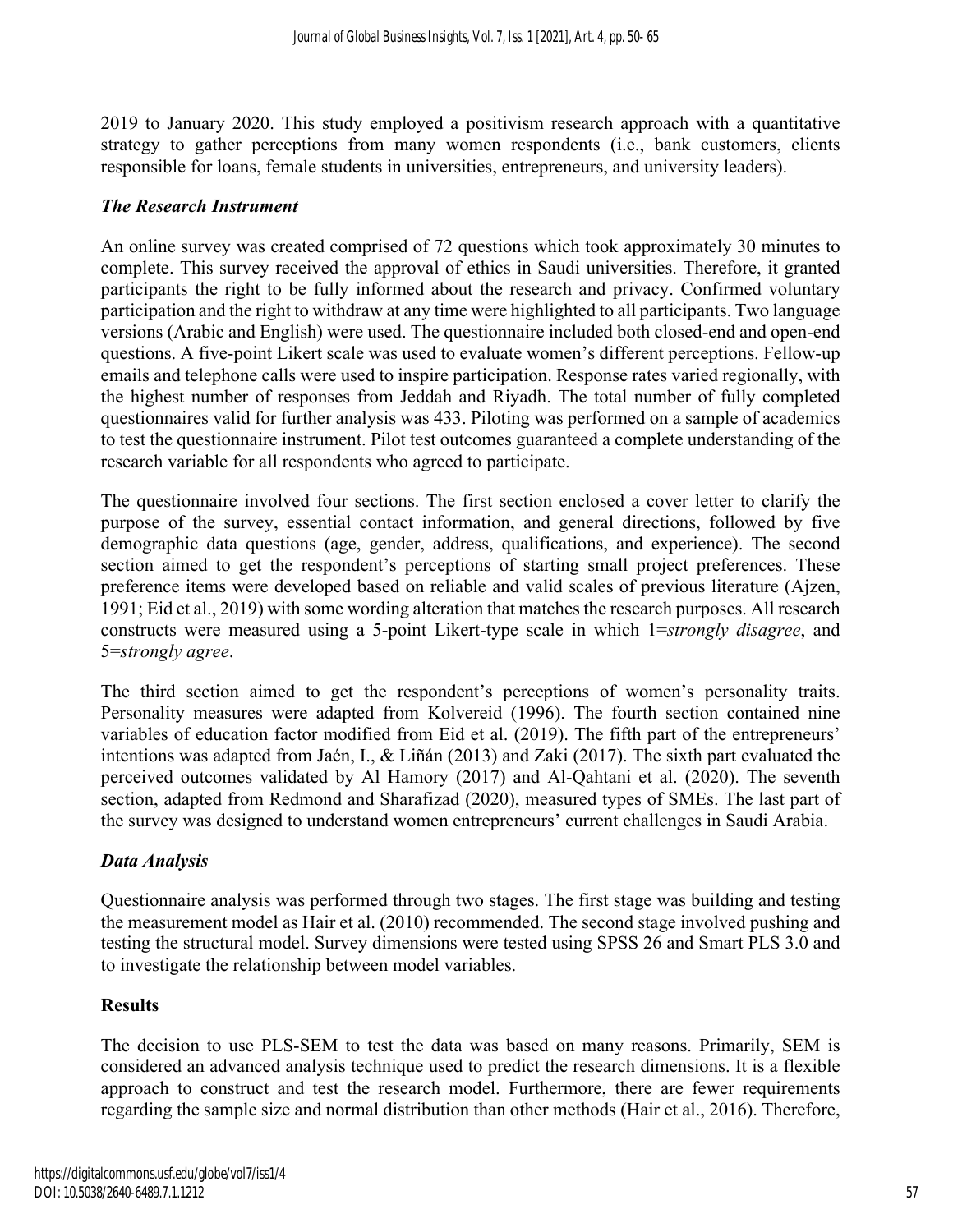2019 to January 2020. This study employed a positivism research approach with a quantitative strategy to gather perceptions from many women respondents (i.e., bank customers, clients responsible for loans, female students in universities, entrepreneurs, and university leaders).

### *The Research Instrument*

An online survey was created comprised of 72 questions which took approximately 30 minutes to complete. This survey received the approval of ethics in Saudi universities. Therefore, it granted participants the right to be fully informed about the research and privacy. Confirmed voluntary participation and the right to withdraw at any time were highlighted to all participants. Two language versions (Arabic and English) were used. The questionnaire included both closed-end and open-end questions. A five-point Likert scale was used to evaluate women's different perceptions. Fellow-up emails and telephone calls were used to inspire participation. Response rates varied regionally, with the highest number of responses from Jeddah and Riyadh. The total number of fully completed questionnaires valid for further analysis was 433. Piloting was performed on a sample of academics to test the questionnaire instrument. Pilot test outcomes guaranteed a complete understanding of the research variable for all respondents who agreed to participate.

The questionnaire involved four sections. The first section enclosed a cover letter to clarify the purpose of the survey, essential contact information, and general directions, followed by five demographic data questions (age, gender, address, qualifications, and experience). The second section aimed to get the respondent's perceptions of starting small project preferences. These preference items were developed based on reliable and valid scales of previous literature (Ajzen, 1991; Eid et al., 2019) with some wording alteration that matches the research purposes. All research constructs were measured using a 5-point Likert-type scale in which 1=*strongly disagree*, and 5=*strongly agree*.

The third section aimed to get the respondent's perceptions of women's personality traits. Personality measures were adapted from Kolvereid (1996). The fourth section contained nine variables of education factor modified from Eid et al. (2019). The fifth part of the entrepreneurs' intentions was adapted from Jaén, I., & Liñán (2013) and Zaki (2017). The sixth part evaluated the perceived outcomes validated by Al Hamory (2017) and Al-Qahtani et al. (2020). The seventh section, adapted from Redmond and Sharafizad (2020), measured types of SMEs. The last part of the survey was designed to understand women entrepreneurs' current challenges in Saudi Arabia.

### *Data Analysis*

Questionnaire analysis was performed through two stages. The first stage was building and testing the measurement model as Hair et al. (2010) recommended. The second stage involved pushing and testing the structural model. Survey dimensions were tested using SPSS 26 and Smart PLS 3.0 and to investigate the relationship between model variables.

## Results

The decision to use PLS-SEM to test the data was based on many reasons. Primarily, SEM is considered an advanced analysis technique used to predict the research dimensions. It is a flexible approach to construct and test the research model. Furthermore, there are fewer requirements regarding the sample size and normal distribution than other methods (Hair et al., 2016). Therefore,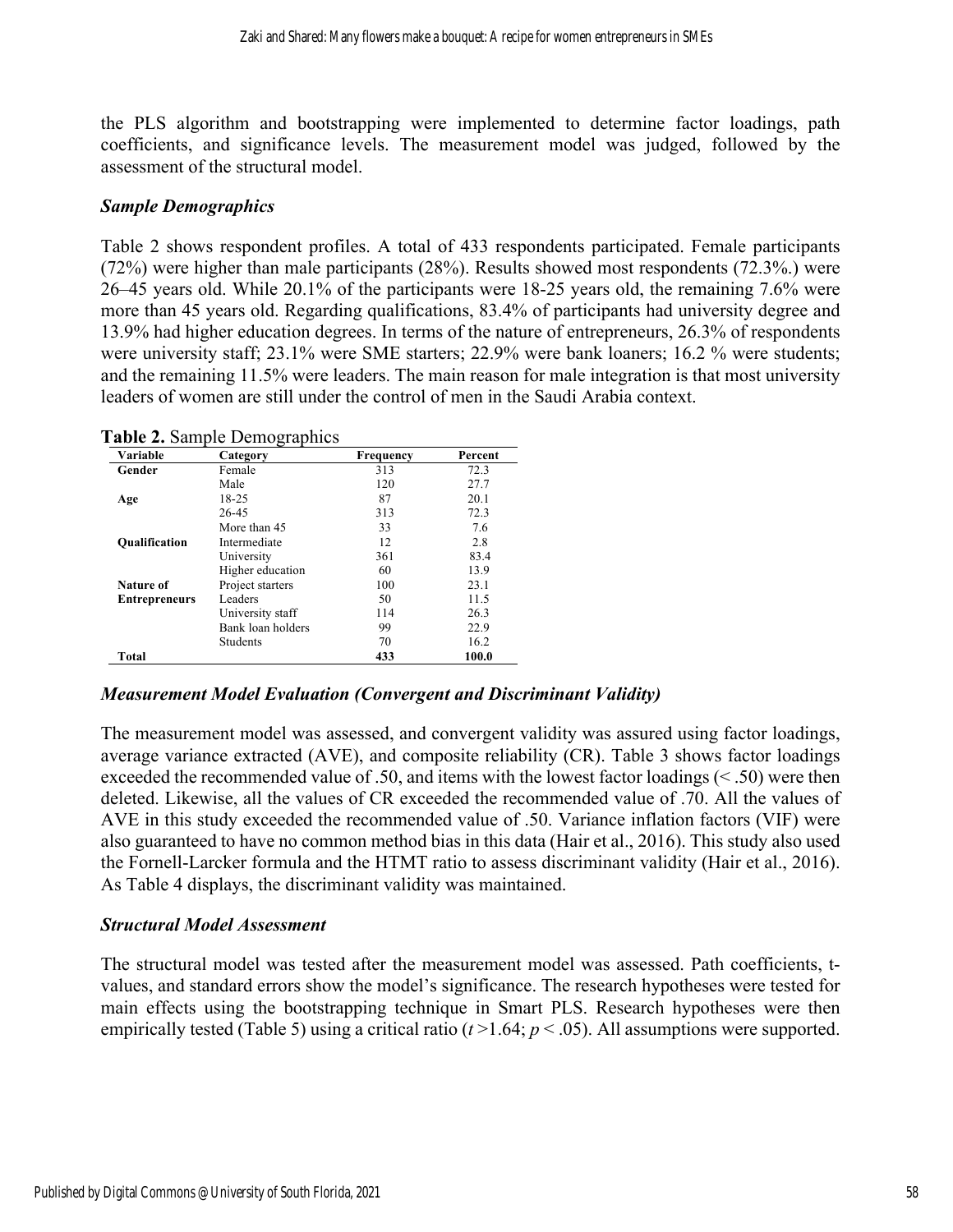the PLS algorithm and bootstrapping were implemented to determine factor loadings, path coefficients, and significance levels. The measurement model was judged, followed by the assessment of the structural model.

### *Sample Demographics*

Table 2 shows respondent profiles. A total of 433 respondents participated. Female participants (72%) were higher than male participants (28%). Results showed most respondents (72.3%.) were 26–45 years old. While 20.1% of the participants were 18-25 years old, the remaining 7.6% were more than 45 years old. Regarding qualifications, 83.4% of participants had university degree and 13.9% had higher education degrees. In terms of the nature of entrepreneurs, 26.3% of respondents were university staff; 23.1% were SME starters; 22.9% were bank loaners; 16.2 % were students; and the remaining 11.5% were leaders. The main reason for male integration is that most university leaders of women are still under the control of men in the Saudi Arabia context.

**Table 2.** Sample Demographics

| Variable | Category | Frequency | Percent |
|---|---|---|---|
| **Gender** | Female | 313 | 72.3 |
| | Male | 120 | 27.7 |
| **Age** | 18-25 | 87 | 20.1 |
| | 26-45 | 313 | 72.3 |
| | More than 45 | 33 | 7.6 |
| **Qualification** | Intermediate | 12 | 2.8 |
| | University | 361 | 83.4 |
| | Higher education | 60 | 13.9 |
| **Nature of Entrepreneurs** | Project starters | 100 | 23.1 |
| | Leaders | 50 | 11.5 |
| | University staff | 114 | 26.3 |
| | Bank loan holders | 99 | 22.9 |
| | Students | 70 | 16.2 |
| **Total** | | **433** | **100.0** |

### *Measurement Model Evaluation (Convergent and Discriminant Validity)*

The measurement model was assessed, and convergent validity was assured using factor loadings, average variance extracted (AVE), and composite reliability (CR). Table 3 shows factor loadings exceeded the recommended value of .50, and items with the lowest factor loadings (< .50) were then deleted. Likewise, all the values of CR exceeded the recommended value of .70. All the values of AVE in this study exceeded the recommended value of .50. Variance inflation factors (VIF) were also guaranteed to have no common method bias in this data (Hair et al., 2016). This study also used the Fornell-Larcker formula and the HTMT ratio to assess discriminant validity (Hair et al., 2016). As Table 4 displays, the discriminant validity was maintained.

### *Structural Model Assessment*

The structural model was tested after the measurement model was assessed. Path coefficients, t-values, and standard errors show the model's significance. The research hypotheses were tested for main effects using the bootstrapping technique in Smart PLS. Research hypotheses were then empirically tested (Table 5) using a critical ratio ($t > 1.64$; $p < .05$). All assumptions were supported.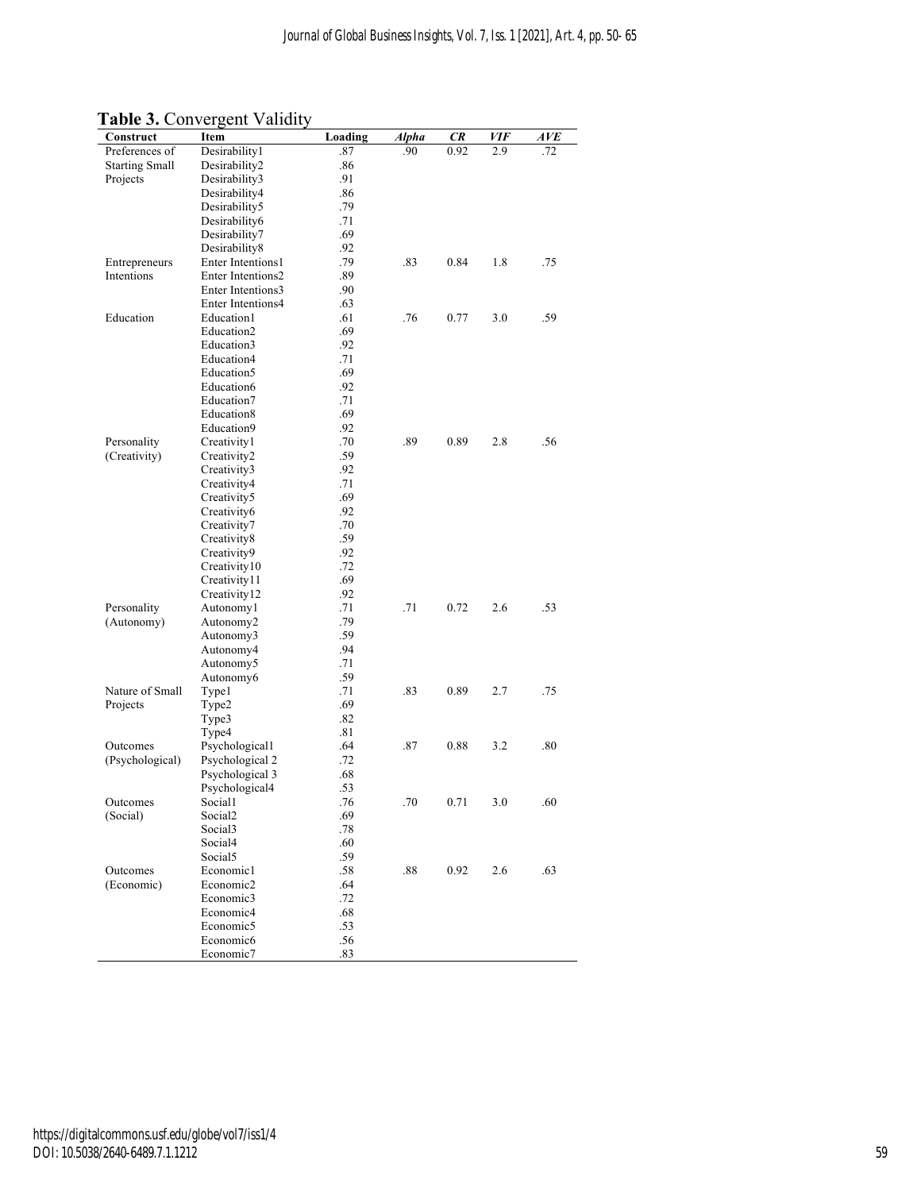**Table 3.** Convergent Validity

| Construct | Item | Loading | *Alpha* | *CR* | *VIF* | *AVE* |
|---|---|---|---|---|---|---|
| Preferences of Starting Small Projects | Desirability1 | .87 | .90 | 0.92 | 2.9 | .72 |
| | Desirability2 | .86 | | | | |
| | Desirability3 | .91 | | | | |
| | Desirability4 | .86 | | | | |
| | Desirability5 | .79 | | | | |
| | Desirability6 | .71 | | | | |
| | Desirability7 | .69 | | | | |
| | Desirability8 | .92 | | | | |
| Entrepreneurs Intentions | Enter Intentions1 | .79 | .83 | 0.84 | 1.8 | .75 |
| | Enter Intentions2 | .89 | | | | |
| | Enter Intentions3 | .90 | | | | |
| | Enter Intentions4 | .63 | | | | |
| Education | Education1 | .61 | .76 | 0.77 | 3.0 | .59 |
| | Education2 | .69 | | | | |
| | Education3 | .92 | | | | |
| | Education4 | .71 | | | | |
| | Education5 | .69 | | | | |
| | Education6 | .92 | | | | |
| | Education7 | .71 | | | | |
| | Education8 | .69 | | | | |
| | Education9 | .92 | | | | |
| Personality (Creativity) | Creativity1 | .70 | .89 | 0.89 | 2.8 | .56 |
| | Creativity2 | .59 | | | | |
| | Creativity3 | .92 | | | | |
| | Creativity4 | .71 | | | | |
| | Creativity5 | .69 | | | | |
| | Creativity6 | .92 | | | | |
| | Creativity7 | .70 | | | | |
| | Creativity8 | .59 | | | | |
| | Creativity9 | .92 | | | | |
| | Creativity10 | .72 | | | | |
| | Creativity11 | .69 | | | | |
| | Creativity12 | .92 | | | | |
| Personality (Autonomy) | Autonomy1 | .71 | .71 | 0.72 | 2.6 | .53 |
| | Autonomy2 | .79 | | | | |
| | Autonomy3 | .59 | | | | |
| | Autonomy4 | .94 | | | | |
| | Autonomy5 | .71 | | | | |
| | Autonomy6 | .59 | | | | |
| Nature of Small Projects | Type1 | .71 | .83 | 0.89 | 2.7 | .75 |
| | Type2 | .69 | | | | |
| | Type3 | .82 | | | | |
| | Type4 | .81 | | | | |
| Outcomes (Psychological) | Psychological1 | .64 | .87 | 0.88 | 3.2 | .80 |
| | Psychological 2 | .72 | | | | |
| | Psychological 3 | .68 | | | | |
| | Psychological4 | .53 | | | | |
| Outcomes (Social) | Social1 | .76 | .70 | 0.71 | 3.0 | .60 |
| | Social2 | .69 | | | | |
| | Social3 | .78 | | | | |
| | Social4 | .60 | | | | |
| | Social5 | .59 | | | | |
| Outcomes (Economic) | Economic1 | .58 | .88 | 0.92 | 2.6 | .63 |
| | Economic2 | .64 | | | | |
| | Economic3 | .72 | | | | |
| | Economic4 | .68 | | | | |
| | Economic5 | .53 | | | | |
| | Economic6 | .56 | | | | |
| | Economic7 | .83 | | | | |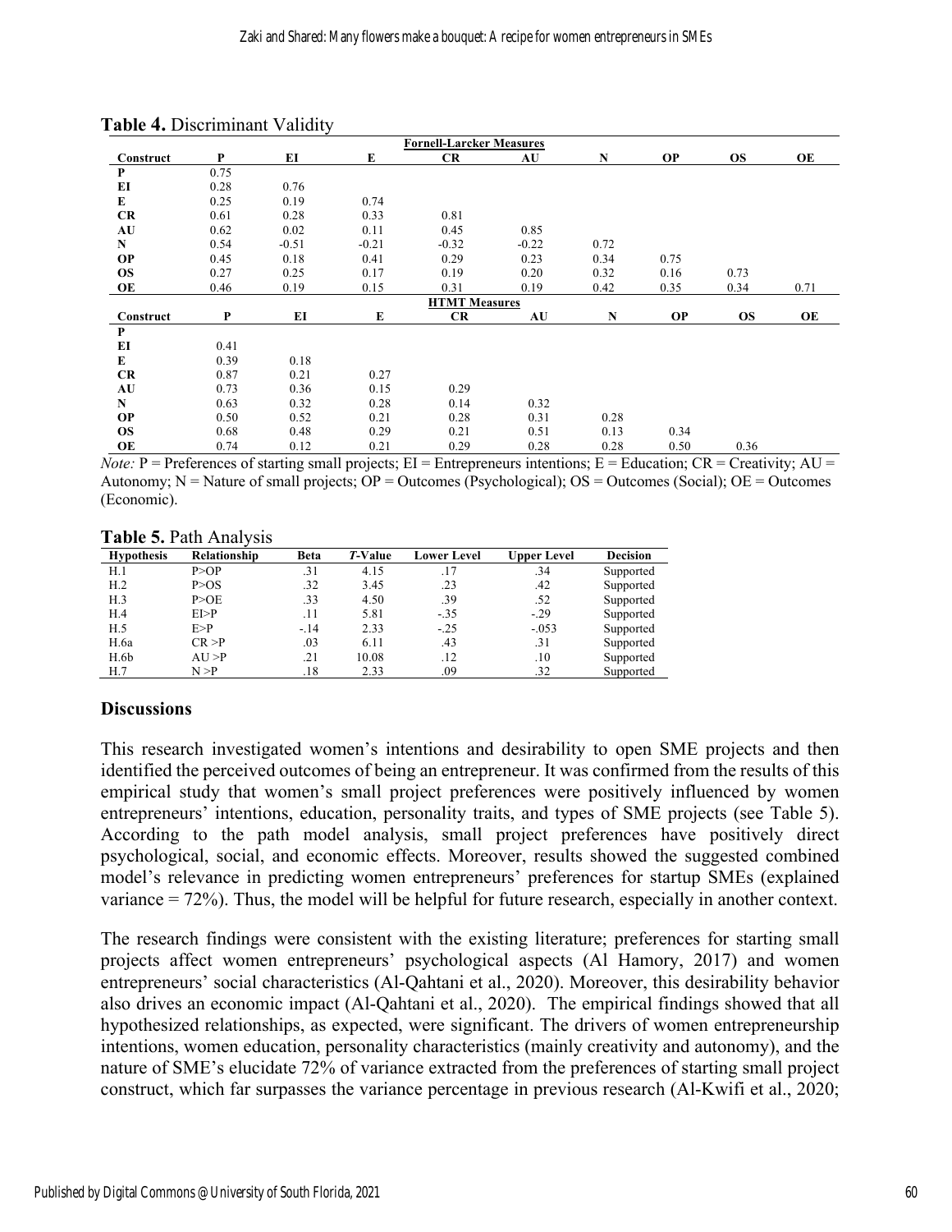**Table 4.** Discriminant Validity

| | | | | Fornell-Larcker Measures | | | | | |
|---|---|---|---|---|---|---|---|---|---|
| **Construct** | **P** | **EI** | **E** | **CR** | **AU** | **N** | **OP** | **OS** | **OE** |
| **P** | 0.75 | | | | | | | | |
| **EI** | 0.28 | 0.76 | | | | | | | |
| **E** | 0.25 | 0.19 | 0.74 | | | | | | |
| **CR** | 0.61 | 0.28 | 0.33 | 0.81 | | | | | |
| **AU** | 0.62 | 0.02 | 0.11 | 0.45 | 0.85 | | | | |
| **N** | 0.54 | -0.51 | -0.21 | -0.32 | -0.22 | 0.72 | | | |
| **OP** | 0.45 | 0.18 | 0.41 | 0.29 | 0.23 | 0.34 | 0.75 | | |
| **OS** | 0.27 | 0.25 | 0.17 | 0.19 | 0.20 | 0.32 | 0.16 | 0.73 | |
| **OE** | 0.46 | 0.19 | 0.15 | 0.31 | 0.19 | 0.42 | 0.35 | 0.34 | 0.71 |
| | | | | **HTMT Measures** | | | | | |
| **Construct** | **P** | **EI** | **E** | **CR** | **AU** | **N** | **OP** | **OS** | **OE** |
| **P** | | | | | | | | | |
| **EI** | 0.41 | | | | | | | | |
| **E** | 0.39 | 0.18 | | | | | | | |
| **CR** | 0.87 | 0.21 | 0.27 | | | | | | |
| **AU** | 0.73 | 0.36 | 0.15 | 0.29 | | | | | |
| **N** | 0.63 | 0.32 | 0.28 | 0.14 | 0.32 | | | | |
| **OP** | 0.50 | 0.52 | 0.21 | 0.28 | 0.31 | 0.28 | | | |
| **OS** | 0.68 | 0.48 | 0.29 | 0.21 | 0.51 | 0.13 | 0.34 | | |
| **OE** | 0.74 | 0.12 | 0.21 | 0.29 | 0.28 | 0.28 | 0.50 | 0.36 | |

*Note:* P = Preferences of starting small projects; EI = Entrepreneurs intentions; E = Education; CR = Creativity; AU = Autonomy; N = Nature of small projects; OP = Outcomes (Psychological); OS = Outcomes (Social); OE = Outcomes (Economic).

**Table 5.** Path Analysis

| Hypothesis | Relationship | Beta | *T*-Value | Lower Level | Upper Level | Decision |
|---|---|---|---|---|---|---|
| H.1 | P>OP | .31 | 4.15 | .17 | .34 | Supported |
| H.2 | P>OS | .32 | 3.45 | .23 | .42 | Supported |
| H.3 | P>OE | .33 | 4.50 | .39 | .52 | Supported |
| H.4 | EI>P | .11 | 5.81 | -.35 | -.29 | Supported |
| H.5 | E>P | -.14 | 2.33 | -.25 | -.053 | Supported |
| H.6a | CR >P | .03 | 6.11 | .43 | .31 | Supported |
| H.6b | AU >P | .21 | 10.08 | .12 | .10 | Supported |
| H.7 | N >P | .18 | 2.33 | .09 | .32 | Supported |

## Discussions

This research investigated women's intentions and desirability to open SME projects and then identified the perceived outcomes of being an entrepreneur. It was confirmed from the results of this empirical study that women's small project preferences were positively influenced by women entrepreneurs' intentions, education, personality traits, and types of SME projects (see Table 5). According to the path model analysis, small project preferences have positively direct psychological, social, and economic effects. Moreover, results showed the suggested combined model's relevance in predicting women entrepreneurs' preferences for startup SMEs (explained variance = 72%). Thus, the model will be helpful for future research, especially in another context.

The research findings were consistent with the existing literature; preferences for starting small projects affect women entrepreneurs' psychological aspects (Al Hamory, 2017) and women entrepreneurs' social characteristics (Al-Qahtani et al., 2020). Moreover, this desirability behavior also drives an economic impact (Al-Qahtani et al., 2020). The empirical findings showed that all hypothesized relationships, as expected, were significant. The drivers of women entrepreneurship intentions, women education, personality characteristics (mainly creativity and autonomy), and the nature of SME's elucidate 72% of variance extracted from the preferences of starting small project construct, which far surpasses the variance percentage in previous research (Al-Kwifi et al., 2020;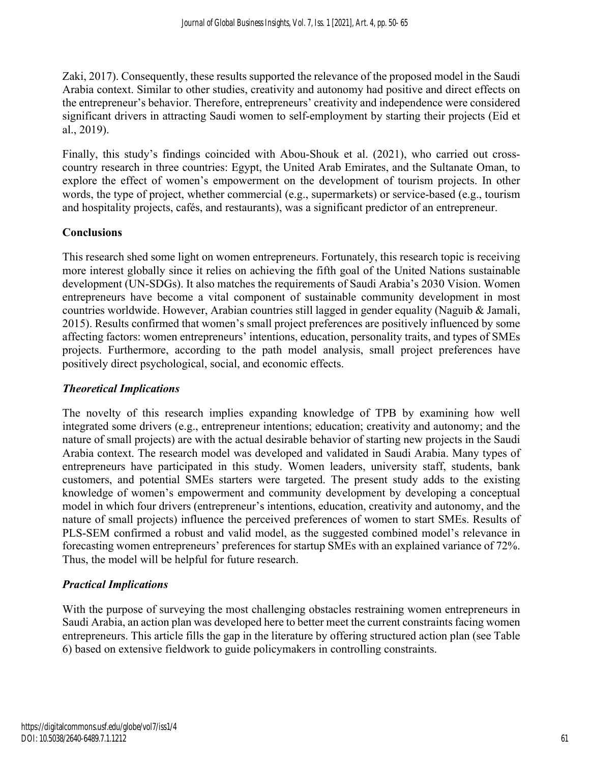Zaki, 2017). Consequently, these results supported the relevance of the proposed model in the Saudi Arabia context. Similar to other studies, creativity and autonomy had positive and direct effects on the entrepreneur's behavior. Therefore, entrepreneurs' creativity and independence were considered significant drivers in attracting Saudi women to self-employment by starting their projects (Eid et al., 2019).

Finally, this study's findings coincided with Abou-Shouk et al. (2021), who carried out cross-country research in three countries: Egypt, the United Arab Emirates, and the Sultanate Oman, to explore the effect of women's empowerment on the development of tourism projects. In other words, the type of project, whether commercial (e.g., supermarkets) or service-based (e.g., tourism and hospitality projects, cafés, and restaurants), was a significant predictor of an entrepreneur.

## Conclusions

This research shed some light on women entrepreneurs. Fortunately, this research topic is receiving more interest globally since it relies on achieving the fifth goal of the United Nations sustainable development (UN-SDGs). It also matches the requirements of Saudi Arabia's 2030 Vision. Women entrepreneurs have become a vital component of sustainable community development in most countries worldwide. However, Arabian countries still lagged in gender equality (Naguib & Jamali, 2015). Results confirmed that women's small project preferences are positively influenced by some affecting factors: women entrepreneurs' intentions, education, personality traits, and types of SMEs projects. Furthermore, according to the path model analysis, small project preferences have positively direct psychological, social, and economic effects.

### *Theoretical Implications*

The novelty of this research implies expanding knowledge of TPB by examining how well integrated some drivers (e.g., entrepreneur intentions; education; creativity and autonomy; and the nature of small projects) are with the actual desirable behavior of starting new projects in the Saudi Arabia context. The research model was developed and validated in Saudi Arabia. Many types of entrepreneurs have participated in this study. Women leaders, university staff, students, bank customers, and potential SMEs starters were targeted. The present study adds to the existing knowledge of women's empowerment and community development by developing a conceptual model in which four drivers (entrepreneur's intentions, education, creativity and autonomy, and the nature of small projects) influence the perceived preferences of women to start SMEs. Results of PLS-SEM confirmed a robust and valid model, as the suggested combined model's relevance in forecasting women entrepreneurs' preferences for startup SMEs with an explained variance of 72%. Thus, the model will be helpful for future research.

### *Practical Implications*

With the purpose of surveying the most challenging obstacles restraining women entrepreneurs in Saudi Arabia, an action plan was developed here to better meet the current constraints facing women entrepreneurs. This article fills the gap in the literature by offering structured action plan (see Table 6) based on extensive fieldwork to guide policymakers in controlling constraints.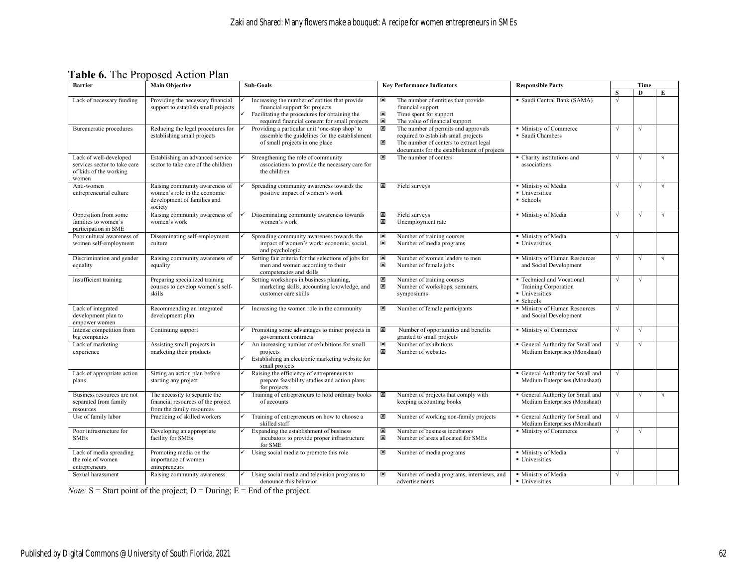**Table 6.** The Proposed Action Plan

| Barrier | Main Objective | Sub-Goals | Key Performance Indicators | Responsible Party | Time | | |
|---|---|---|---|---|---|---|---|
| | | | | | S | D | E |
| Lack of necessary funding | Providing the necessary financial support to establish small projects | ✓ Increasing the number of entities that provide financial support for projects<br>✓ Facilitating the procedures for obtaining the required financial consent for small projects | ☒ The number of entities that provide financial support<br>☒ Time spent for support<br>☒ The value of financial support | ▪ Saudi Central Bank (SAMA) | √ | | |
| Bureaucratic procedures | Reducing the legal procedures for establishing small projects | ✓ Providing a particular unit 'one-stop shop' to assemble the guidelines for the establishment of small projects in one place | ☒ The number of permits and approvals required to establish small projects<br>☒ The number of centers to extract legal documents for the establishment of projects | ▪ Ministry of Commerce<br>▪ Saudi Chambers | √ | √ | |
| Lack of well-developed services sector to take care of kids of the working women | Establishing an advanced service sector to take care of the children | ✓ Strengthening the role of community associations to provide the necessary care for the children | ☒ The number of centers | ▪ Charity institutions and associations | √ | √ | √ |
| Anti-women entrepreneurial culture | Raising community awareness of women's role in the economic development of families and society | ✓ Spreading community awareness towards the positive impact of women's work | ☒ Field surveys | ▪ Ministry of Media<br>▪ Universities<br>▪ Schools | √ | √ | √ |
| Opposition from some families to women's participation in SME | Raising community awareness of women's work | ✓ Disseminating community awareness towards women's work | ☒ Field surveys<br>☒ Unemployment rate | ▪ Ministry of Media | √ | √ | √ |
| Poor cultural awareness of women self-employment | Disseminating self-employment culture | ✓ Spreading community awareness towards the impact of women's work: economic, social, and psychologic | ☒ Number of training courses<br>☒ Number of media programs | ▪ Ministry of Media<br>▪ Universities | √ | | |
| Discrimination and gender equality | Raising community awareness of equality | ✓ Setting fair criteria for the selections of jobs for men and women according to their competencies and skills | ☒ Number of women leaders to men<br>☒ Number of female jobs | ▪ Ministry of Human Resources and Social Development | √ | √ | √ |
| Insufficient training | Preparing specialized training courses to develop women's self-skills | ✓ Setting workshops in business planning, marketing skills, accounting knowledge, and customer care skills | ☒ Number of training courses<br>☒ Number of workshops, seminars, symposiums | ▪ Technical and Vocational Training Corporation<br>▪ Universities<br>▪ Schools | √ | √ | |
| Lack of integrated development plan to empower women | Recommending an integrated development plan | ✓ Increasing the women role in the community | ☒ Number of female participants | ▪ Ministry of Human Resources and Social Development | √ | | |
| Intense competition from big companies | Continuing support | ✓ Promoting some advantages to minor projects in government contracts | ☒ Number of opportunities and benefits granted to small projects | ▪ Ministry of Commerce | √ | √ | |
| Lack of marketing experience | Assisting small projects in marketing their products | ✓ An increasing number of exhibitions for small projects<br>✓ Establishing an electronic marketing website for small projects | ☒ Number of exhibitions<br>☒ Number of websites | ▪ General Authority for Small and Medium Enterprises (Monshaat) | √ | √ | |
| Lack of appropriate action plans | Sitting an action plan before starting any project | ✓ Raising the efficiency of entrepreneurs to prepare feasibility studies and action plans for projects | | ▪ General Authority for Small and Medium Enterprises (Monshaat) | √ | | |
| Business resources are not separated from family resources | The necessity to separate the financial resources of the project from the family resources | ✓ Training of entrepreneurs to hold ordinary books of accounts | ☒ Number of projects that comply with keeping accounting books | ▪ General Authority for Small and Medium Enterprises (Monshaat) | √ | √ | √ |
| Use of family labor | Practicing of skilled workers | ✓ Training of entrepreneurs on how to choose a skilled staff | ☒ Number of working non-family projects | ▪ General Authority for Small and Medium Enterprises (Monshaat) | √ | | |
| Poor infrastructure for SMEs | Developing an appropriate facility for SMEs | ✓ Expanding the establishment of business incubators to provide proper infrastructure for SME | ☒ Number of business incubators<br>☒ Number of areas allocated for SMEs | ▪ Ministry of Commerce | √ | √ | |
| Lack of media spreading the role of women entrepreneurs | Promoting media on the importance of women entrepreneurs | ✓ Using social media to promote this role | ☒ Number of media programs | ▪ Ministry of Media<br>▪ Universities | √ | | |
| Sexual harassment | Raising community awareness | ✓ Using social media and television programs to denounce this behavior | ☒ Number of media programs, interviews, and advertisements | ▪ Ministry of Media<br>▪ Universities | √ | | |

*Note:* S = Start point of the project; D = During; E = End of the project.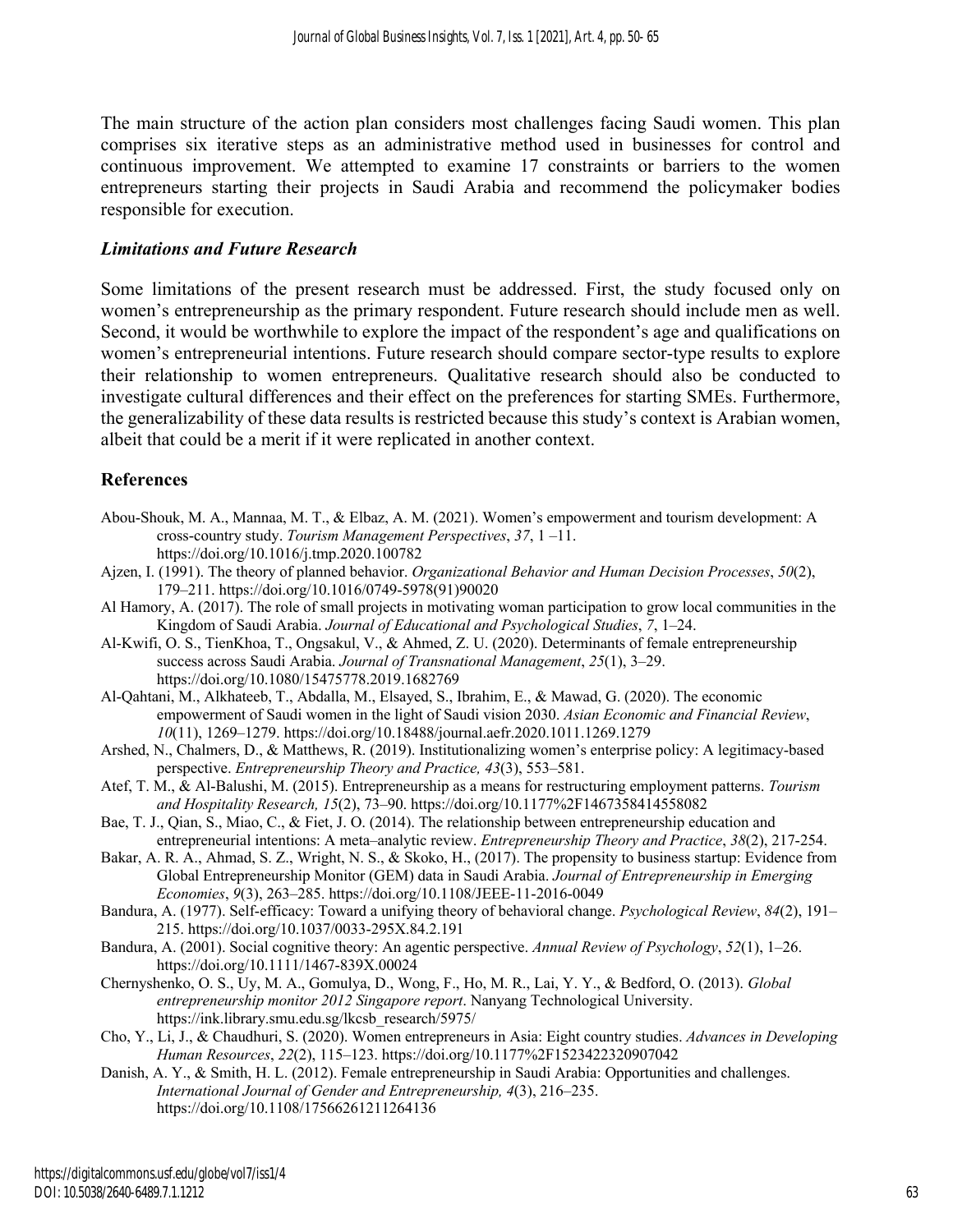The main structure of the action plan considers most challenges facing Saudi women. This plan comprises six iterative steps as an administrative method used in businesses for control and continuous improvement. We attempted to examine 17 constraints or barriers to the women entrepreneurs starting their projects in Saudi Arabia and recommend the policymaker bodies responsible for execution.

### *Limitations and Future Research*

Some limitations of the present research must be addressed. First, the study focused only on women's entrepreneurship as the primary respondent. Future research should include men as well. Second, it would be worthwhile to explore the impact of the respondent's age and qualifications on women's entrepreneurial intentions. Future research should compare sector-type results to explore their relationship to women entrepreneurs. Qualitative research should also be conducted to investigate cultural differences and their effect on the preferences for starting SMEs. Furthermore, the generalizability of these data results is restricted because this study's context is Arabian women, albeit that could be a merit if it were replicated in another context.

## References

Abou-Shouk, M. A., Mannaa, M. T., & Elbaz, A. M. (2021). Women's empowerment and tourism development: A cross-country study. *Tourism Management Perspectives*, *37*, 1 –11. https://doi.org/10.1016/j.tmp.2020.100782

Ajzen, I. (1991). The theory of planned behavior. *Organizational Behavior and Human Decision Processes*, *50*(2), 179–211. https://doi.org/10.1016/0749-5978(91)90020

Al Hamory, A. (2017). The role of small projects in motivating woman participation to grow local communities in the Kingdom of Saudi Arabia. *Journal of Educational and Psychological Studies*, *7*, 1–24.

Al-Kwifi, O. S., TienKhoa, T., Ongsakul, V., & Ahmed, Z. U. (2020). Determinants of female entrepreneurship success across Saudi Arabia. *Journal of Transnational Management*, *25*(1), 3–29. https://doi.org/10.1080/15475778.2019.1682769

Al-Qahtani, M., Alkhateeb, T., Abdalla, M., Elsayed, S., Ibrahim, E., & Mawad, G. (2020). The economic empowerment of Saudi women in the light of Saudi vision 2030. *Asian Economic and Financial Review*, *10*(11), 1269–1279. https://doi.org/10.18488/journal.aefr.2020.1011.1269.1279

Arshed, N., Chalmers, D., & Matthews, R. (2019). Institutionalizing women's enterprise policy: A legitimacy-based perspective. *Entrepreneurship Theory and Practice, 43*(3), 553–581.

Atef, T. M., & Al-Balushi, M. (2015). Entrepreneurship as a means for restructuring employment patterns. *Tourism and Hospitality Research, 15*(2), 73–90. https://doi.org/10.1177%2F1467358414558082

Bae, T. J., Qian, S., Miao, C., & Fiet, J. O. (2014). The relationship between entrepreneurship education and entrepreneurial intentions: A meta–analytic review. *Entrepreneurship Theory and Practice*, *38*(2), 217-254.

Bakar, A. R. A., Ahmad, S. Z., Wright, N. S., & Skoko, H., (2017). The propensity to business startup: Evidence from Global Entrepreneurship Monitor (GEM) data in Saudi Arabia. *Journal of Entrepreneurship in Emerging Economies*, *9*(3), 263–285. https://doi.org/10.1108/JEEE-11-2016-0049

Bandura, A. (1977). Self-efficacy: Toward a unifying theory of behavioral change. *Psychological Review*, *84*(2), 191–215. https://doi.org/10.1037/0033-295X.84.2.191

Bandura, A. (2001). Social cognitive theory: An agentic perspective. *Annual Review of Psychology*, *52*(1), 1–26. https://doi.org/10.1111/1467-839X.00024

Chernyshenko, O. S., Uy, M. A., Gomulya, D., Wong, F., Ho, M. R., Lai, Y. Y., & Bedford, O. (2013). *Global entrepreneurship monitor 2012 Singapore report*. Nanyang Technological University. https://ink.library.smu.edu.sg/lkcsb_research/5975/

Cho, Y., Li, J., & Chaudhuri, S. (2020). Women entrepreneurs in Asia: Eight country studies. *Advances in Developing Human Resources*, *22*(2), 115–123. https://doi.org/10.1177%2F1523422320907042

Danish, A. Y., & Smith, H. L. (2012). Female entrepreneurship in Saudi Arabia: Opportunities and challenges. *International Journal of Gender and Entrepreneurship, 4*(3), 216–235. https://doi.org/10.1108/17566261211264136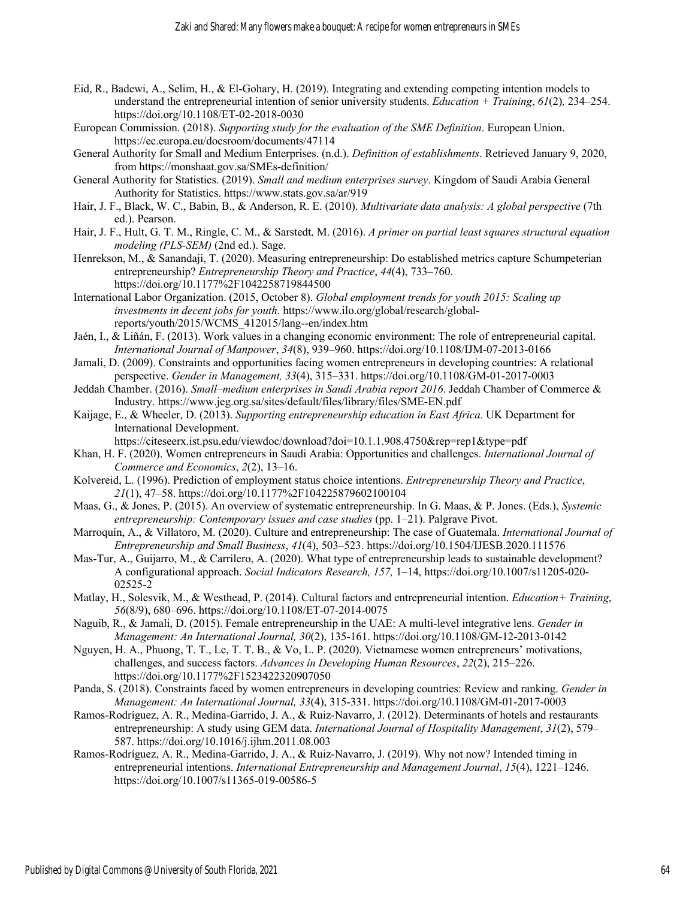Eid, R., Badewi, A., Selim, H., & El-Gohary, H. (2019). Integrating and extending competing intention models to understand the entrepreneurial intention of senior university students. *Education + Training*, *61*(2)*,* 234–254. https://doi.org/10.1108/ET-02-2018-0030

European Commission. (2018). *Supporting study for the evaluation of the SME Definition*. European Union. https://ec.europa.eu/docsroom/documents/47114

General Authority for Small and Medium Enterprises. (n.d.). *Definition of establishments*. Retrieved January 9, 2020, from https://monshaat.gov.sa/SMEs-definition/

General Authority for Statistics. (2019). *Small and medium enterprises survey*. Kingdom of Saudi Arabia General Authority for Statistics. https://www.stats.gov.sa/ar/919

Hair, J. F., Black, W. C., Babin, B., & Anderson, R. E. (2010). *Multivariate data analysis: A global perspective* (7th ed.). Pearson.

Hair, J. F., Hult, G. T. M., Ringle, C. M., & Sarstedt, M. (2016). *A primer on partial least squares structural equation modeling (PLS-SEM)* (2nd ed.). Sage.

Henrekson, M., & Sanandaji, T. (2020). Measuring entrepreneurship: Do established metrics capture Schumpeterian entrepreneurship? *Entrepreneurship Theory and Practice*, *44*(4), 733–760. https://doi.org/10.1177%2F1042258719844500

International Labor Organization. (2015, October 8). *Global employment trends for youth 2015: Scaling up investments in decent jobs for youth*. https://www.ilo.org/global/research/global-reports/youth/2015/WCMS_412015/lang--en/index.htm

Jaén, I., & Liñán, F. (2013). Work values in a changing economic environment: The role of entrepreneurial capital. *International Journal of Manpower*, *34*(8), 939–960. https://doi.org/10.1108/IJM-07-2013-0166

Jamali, D. (2009). Constraints and opportunities facing women entrepreneurs in developing countries: A relational perspective. *Gender in Management, 33*(4), 315–331. https://doi.org/10.1108/GM-01-2017-0003

Jeddah Chamber. (2016). *Small–medium enterprises in Saudi Arabia report 2016*. Jeddah Chamber of Commerce & Industry. https://www.jeg.org.sa/sites/default/files/library/files/SME-EN.pdf

Kaijage, E., & Wheeler, D. (2013). *Supporting entrepreneurship education in East Africa.* UK Department for International Development. https://citeseerx.ist.psu.edu/viewdoc/download?doi=10.1.1.908.4750&rep=rep1&type=pdf

Khan, H. F. (2020). Women entrepreneurs in Saudi Arabia: Opportunities and challenges. *International Journal of Commerce and Economics*, *2*(2), 13–16.

Kolvereid, L. (1996). Prediction of employment status choice intentions. *Entrepreneurship Theory and Practice*, *21*(1), 47–58. https://doi.org/10.1177%2F104225879602100104

Maas, G., & Jones, P. (2015). An overview of systematic entrepreneurship. In G. Maas, & P. Jones. (Eds.), *Systemic entrepreneurship: Contemporary issues and case studies* (pp. 1–21). Palgrave Pivot.

Marroquín, A., & Villatoro, M. (2020). Culture and entrepreneurship: The case of Guatemala. *International Journal of Entrepreneurship and Small Business*, *41*(4), 503–523. https://doi.org/10.1504/IJESB.2020.111576

Mas-Tur, A., Guijarro, M., & Carrilero, A. (2020). What type of entrepreneurship leads to sustainable development? A configurational approach. *Social Indicators Research, 157,* 1–14, https://doi.org/10.1007/s11205-020-02525-2

Matlay, H., Solesvik, M., & Westhead, P. (2014). Cultural factors and entrepreneurial intention. *Education+ Training*, *56*(8/9), 680–696. https://doi.org/10.1108/ET-07-2014-0075

Naguib, R., & Jamali, D. (2015). Female entrepreneurship in the UAE: A multi-level integrative lens. *Gender in Management: An International Journal, 30*(2), 135-161. https://doi.org/10.1108/GM-12-2013-0142

Nguyen, H. A., Phuong, T. T., Le, T. T. B., & Vo, L. P. (2020). Vietnamese women entrepreneurs' motivations, challenges, and success factors. *Advances in Developing Human Resources*, *22*(2), 215–226. https://doi.org/10.1177%2F1523422320907050

Panda, S. (2018). Constraints faced by women entrepreneurs in developing countries: Review and ranking. *Gender in Management: An International Journal, 33*(4), 315-331. https://doi.org/10.1108/GM-01-2017-0003

Ramos-Rodríguez, A. R., Medina-Garrido, J. A., & Ruiz-Navarro, J. (2012). Determinants of hotels and restaurants entrepreneurship: A study using GEM data. *International Journal of Hospitality Management*, *31*(2), 579–587. https://doi.org/10.1016/j.ijhm.2011.08.003

Ramos-Rodríguez, A. R., Medina-Garrido, J. A., & Ruiz-Navarro, J. (2019). Why not now? Intended timing in entrepreneurial intentions. *International Entrepreneurship and Management Journal*, *15*(4), 1221–1246. https://doi.org/10.1007/s11365-019-00586-5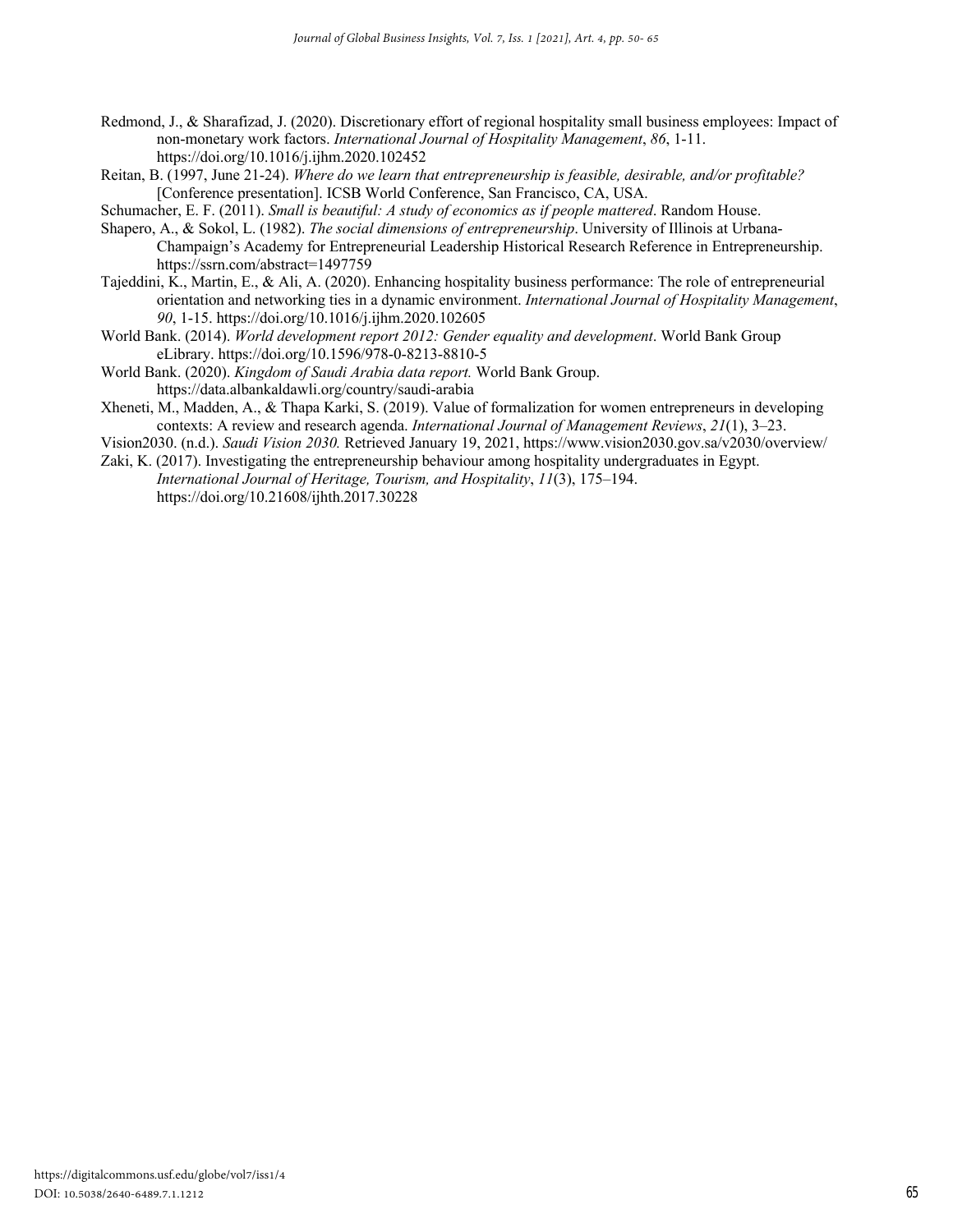Redmond, J., & Sharafizad, J. (2020). Discretionary effort of regional hospitality small business employees: Impact of non-monetary work factors. *International Journal of Hospitality Management*, *86*, 1-11. https://doi.org/10.1016/j.ijhm.2020.102452

Reitan, B. (1997, June 21-24). *Where do we learn that entrepreneurship is feasible, desirable, and/or profitable?* [Conference presentation]. ICSB World Conference, San Francisco, CA, USA.

Schumacher, E. F. (2011). *Small is beautiful: A study of economics as if people mattered*. Random House.

Shapero, A., & Sokol, L. (1982). *The social dimensions of entrepreneurship*. University of Illinois at Urbana-Champaign's Academy for Entrepreneurial Leadership Historical Research Reference in Entrepreneurship. https://ssrn.com/abstract=1497759

Tajeddini, K., Martin, E., & Ali, A. (2020). Enhancing hospitality business performance: The role of entrepreneurial orientation and networking ties in a dynamic environment. *International Journal of Hospitality Management*, *90*, 1-15. https://doi.org/10.1016/j.ijhm.2020.102605

World Bank. (2014). *World development report 2012: Gender equality and development*. World Bank Group eLibrary. https://doi.org/10.1596/978-0-8213-8810-5

World Bank. (2020). *Kingdom of Saudi Arabia data report.* World Bank Group. https://data.albankaldawli.org/country/saudi-arabia

Xheneti, M., Madden, A., & Thapa Karki, S. (2019). Value of formalization for women entrepreneurs in developing contexts: A review and research agenda. *International Journal of Management Reviews*, *21*(1), 3–23.

Vision2030. (n.d.). *Saudi Vision 2030.* Retrieved January 19, 2021, https://www.vision2030.gov.sa/v2030/overview/

Zaki, K. (2017). Investigating the entrepreneurship behaviour among hospitality undergraduates in Egypt. *International Journal of Heritage, Tourism, and Hospitality*, *11*(3), 175–194. https://doi.org/10.21608/ijhth.2017.30228